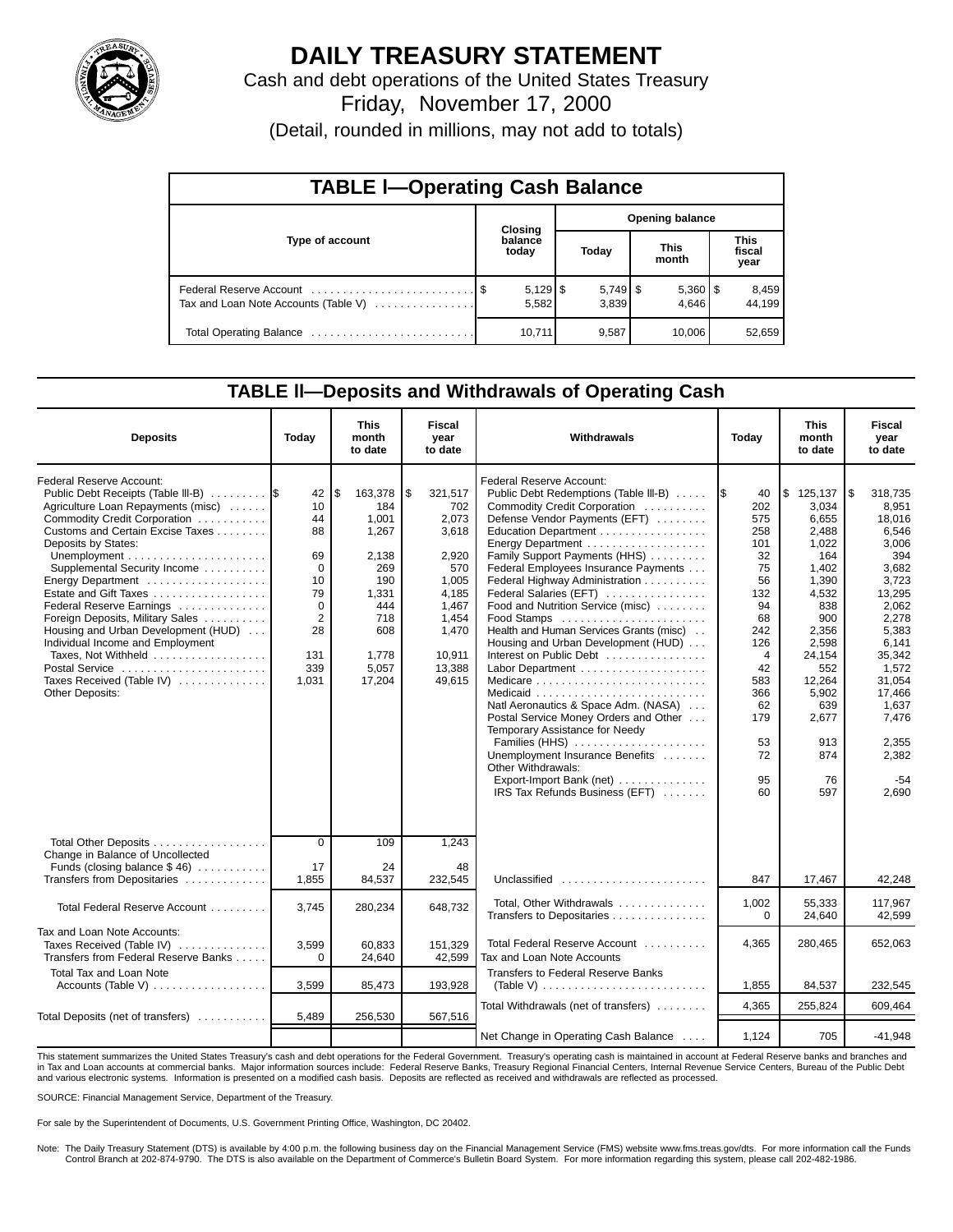# DAILY TREASURY STATEMENT

Cash and debt operations of the United States Treasury

Friday, November 17, 2000

(Detail, rounded in millions, may not add to totals)

## TABLE I—Operating Cash Balance

| Type of account | Closing balance today | Opening balance Today | Opening balance This month | Opening balance This fiscal year |
|---|---|---|---|---|
| Federal Reserve Account | $ 5,129 | $ 5,749 | $ 5,360 | $ 8,459 |
| Tax and Loan Note Accounts (Table V) | 5,582 | 3,839 | 4,646 | 44,199 |
| Total Operating Balance | 10,711 | 9,587 | 10,006 | 52,659 |

## TABLE II—Deposits and Withdrawals of Operating Cash

| Deposits | Today | This month to date | Fiscal year to date |
|---|---|---|---|
| Federal Reserve Account: | | | |
| Public Debt Receipts (Table III-B) | $ 42 | $ 163,378 | $ 321,517 |
| Agriculture Loan Repayments (misc) | 10 | 184 | 702 |
| Commodity Credit Corporation | 44 | 1,001 | 2,073 |
| Customs and Certain Excise Taxes | 88 | 1,267 | 3,618 |
| Deposits by States: | | | |
| Unemployment | 69 | 2,138 | 2,920 |
| Supplemental Security Income | 0 | 269 | 570 |
| Energy Department | 10 | 190 | 1,005 |
| Estate and Gift Taxes | 79 | 1,331 | 4,185 |
| Federal Reserve Earnings | 0 | 444 | 1,467 |
| Foreign Deposits, Military Sales | 2 | 718 | 1,454 |
| Housing and Urban Development (HUD) | 28 | 608 | 1,470 |
| Individual Income and Employment Taxes, Not Withheld | 131 | 1,778 | 10,911 |
| Postal Service | 339 | 5,057 | 13,388 |
| Taxes Received (Table IV) | 1,031 | 17,204 | 49,615 |
| Other Deposits: | | | |
| Total Other Deposits | 0 | 109 | 1,243 |
| Change in Balance of Uncollected Funds (closing balance $ 46) | 17 | 24 | 48 |
| Transfers from Depositaries | 1,855 | 84,537 | 232,545 |
| Total Federal Reserve Account | 3,745 | 280,234 | 648,732 |
| Tax and Loan Note Accounts: | | | |
| Taxes Received (Table IV) | 3,599 | 60,833 | 151,329 |
| Transfers from Federal Reserve Banks | 0 | 24,640 | 42,599 |
| Total Tax and Loan Note Accounts (Table V) | 3,599 | 85,473 | 193,928 |
| Total Deposits (net of transfers) | 5,489 | 256,530 | 567,516 |

| Withdrawals | Today | This month to date | Fiscal year to date |
|---|---|---|---|
| Federal Reserve Account: | | | |
| Public Debt Redemptions (Table III-B) | $ 40 | $ 125,137 | $ 318,735 |
| Commodity Credit Corporation | 202 | 3,034 | 8,951 |
| Defense Vendor Payments (EFT) | 575 | 6,655 | 18,016 |
| Education Department | 258 | 2,488 | 6,546 |
| Energy Department | 101 | 1,022 | 3,006 |
| Family Support Payments (HHS) | 32 | 164 | 394 |
| Federal Employees Insurance Payments | 75 | 1,402 | 3,682 |
| Federal Highway Administration | 56 | 1,390 | 3,723 |
| Federal Salaries (EFT) | 132 | 4,532 | 13,295 |
| Food and Nutrition Service (misc) | 94 | 838 | 2,062 |
| Food Stamps | 68 | 900 | 2,278 |
| Health and Human Services Grants (misc) | 242 | 2,356 | 5,383 |
| Housing and Urban Development (HUD) | 126 | 2,598 | 6,141 |
| Interest on Public Debt | 4 | 24,154 | 35,342 |
| Labor Department | 42 | 552 | 1,572 |
| Medicare | 583 | 12,264 | 31,054 |
| Medicaid | 366 | 5,902 | 17,466 |
| Natl Aeronautics & Space Adm. (NASA) | 62 | 639 | 1,637 |
| Postal Service Money Orders and Other | 179 | 2,677 | 7,476 |
| Temporary Assistance for Needy Families (HHS) | 53 | 913 | 2,355 |
| Unemployment Insurance Benefits | 72 | 874 | 2,382 |
| Other Withdrawals: | | | |
| Export-Import Bank (net) | 95 | 76 | -54 |
| IRS Tax Refunds Business (EFT) | 60 | 597 | 2,690 |
| Unclassified | 847 | 17,467 | 42,248 |
| Total, Other Withdrawals | 1,002 | 55,333 | 117,967 |
| Transfers to Depositaries | 0 | 24,640 | 42,599 |
| Total Federal Reserve Account | 4,365 | 280,465 | 652,063 |
| Tax and Loan Note Accounts | | | |
| Transfers to Federal Reserve Banks (Table V) | 1,855 | 84,537 | 232,545 |
| Total Withdrawals (net of transfers) | 4,365 | 255,824 | 609,464 |
| Net Change in Operating Cash Balance | 1,124 | 705 | -41,948 |

This statement summarizes the United States Treasury's cash and debt operations for the Federal Government. Treasury's operating cash is maintained in account at Federal Reserve banks and branches and in Tax and Loan accounts at commercial banks. Major information sources include: Federal Reserve Banks, Treasury Regional Financial Centers, Internal Revenue Service Centers, Bureau of the Public Debt and various electronic systems. Information is presented on a modified cash basis. Deposits are reflected as received and withdrawals are reflected as processed.

SOURCE: Financial Management Service, Department of the Treasury.

For sale by the Superintendent of Documents, U.S. Government Printing Office, Washington, DC 20402.

Note: The Daily Treasury Statement (DTS) is available by 4:00 p.m. the following business day on the Financial Management Service (FMS) website www.fms.treas.gov/dts. For more information call the Funds Control Branch at 202-874-9790. The DTS is also available on the Department of Commerce's Bulletin Board System. For more information regarding this system, please call 202-482-1986.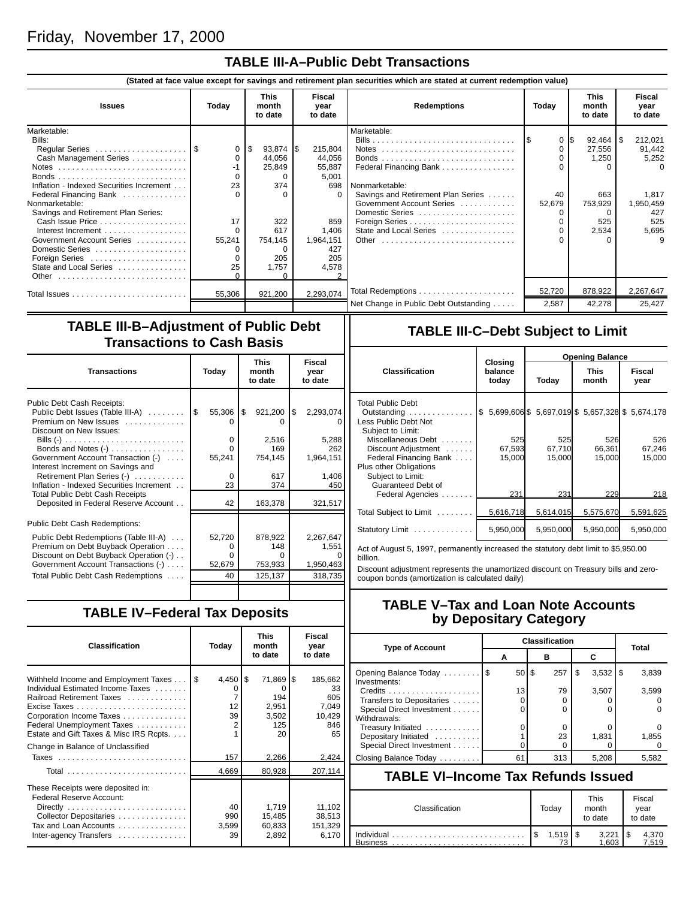Friday, November 17, 2000

## TABLE III-A–Public Debt Transactions

(Stated at face value except for savings and retirement plan securities which are stated at current redemption value)

| Issues | Today | This month to date | Fiscal year to date |
|---|---|---|---|
| Marketable: | | | |
| Bills: | | | |
| Regular Series | $ 0 | $ 93,874 | $ 215,804 |
| Cash Management Series | 0 | 44,056 | 44,056 |
| Notes | -1 | 25,849 | 55,887 |
| Bonds | 0 | 0 | 5,001 |
| Inflation - Indexed Securities Increment | 23 | 374 | 698 |
| Federal Financing Bank | 0 | 0 | 0 |
| Nonmarketable: | | | |
| Savings and Retirement Plan Series: | | | |
| Cash Issue Price | 17 | 322 | 859 |
| Interest Increment | 0 | 617 | 1,406 |
| Government Account Series | 55,241 | 754,145 | 1,964,151 |
| Domestic Series | 0 | 0 | 427 |
| Foreign Series | 0 | 205 | 205 |
| State and Local Series | 25 | 1,757 | 4,578 |
| Other | 0 | 0 | 2 |
| Total Issues | 55,306 | 921,200 | 2,293,074 |

| Redemptions | Today | This month to date | Fiscal year to date |
|---|---|---|---|
| Marketable: | | | |
| Bills | $ 0 | $ 92,464 | $ 212,021 |
| Notes | 0 | 27,556 | 91,442 |
| Bonds | 0 | 1,250 | 5,252 |
| Federal Financing Bank | 0 | 0 | 0 |
| Nonmarketable: | | | |
| Savings and Retirement Plan Series | 40 | 663 | 1,817 |
| Government Account Series | 52,679 | 753,929 | 1,950,459 |
| Domestic Series | 0 | 0 | 427 |
| Foreign Series | 0 | 525 | 525 |
| State and Local Series | 0 | 2,534 | 5,695 |
| Other | 0 | 0 | 9 |
| Total Redemptions | 52,720 | 878,922 | 2,267,647 |
| Net Change in Public Debt Outstanding | 2,587 | 42,278 | 25,427 |

## TABLE III-B–Adjustment of Public Debt Transactions to Cash Basis

| Transactions | Today | This month to date | Fiscal year to date |
|---|---|---|---|
| Public Debt Cash Receipts: | | | |
| Public Debt Issues (Table III-A) | $ 55,306 | $ 921,200 | $ 2,293,074 |
| Premium on New Issues | 0 | 0 | 0 |
| Discount on New Issues: | | | |
| Bills (-) | 0 | 2,516 | 5,288 |
| Bonds and Notes (-) | 0 | 169 | 262 |
| Government Account Transaction (-) | 55,241 | 754,145 | 1,964,151 |
| Interest Increment on Savings and Retirement Plan Series (-) | 0 | 617 | 1,406 |
| Inflation - Indexed Securities Increment | 23 | 374 | 450 |
| Total Public Debt Cash Receipts Deposited in Federal Reserve Account | 42 | 163,378 | 321,517 |
| Public Debt Cash Redemptions: | | | |
| Public Debt Redemptions (Table III-A) | 52,720 | 878,922 | 2,267,647 |
| Premium on Debt Buyback Operation | 0 | 148 | 1,551 |
| Discount on Debt Buyback Operation (-) | 0 | 0 | 0 |
| Government Account Transactions (-) | 52,679 | 753,933 | 1,950,463 |
| Total Public Debt Cash Redemptions | 40 | 125,137 | 318,735 |

## TABLE III-C–Debt Subject to Limit

| Classification | Closing balance today | Opening Balance | | |
|---|---|---|---|---|
| | | Today | This month | Fiscal year |
| Total Public Debt Outstanding | $ 5,699,606 | $ 5,697,019 | $ 5,657,328 | $ 5,674,178 |
| Less Public Debt Not Subject to Limit: | | | | |
| Miscellaneous Debt | 525 | 525 | 526 | 526 |
| Discount Adjustment | 67,593 | 67,710 | 66,361 | 67,246 |
| Federal Financing Bank | 15,000 | 15,000 | 15,000 | 15,000 |
| Plus other Obligations Subject to Limit: | | | | |
| Guaranteed Debt of Federal Agencies | 231 | 231 | 229 | 218 |
| Total Subject to Limit | 5,616,718 | 5,614,015 | 5,575,670 | 5,591,625 |
| Statutory Limit | 5,950,000 | 5,950,000 | 5,950,000 | 5,950,000 |

Act of August 5, 1997, permanently increased the statutory debt limit to $5,950.00 billion.

Discount adjustment represents the unamortized discount on Treasury bills and zero-coupon bonds (amortization is calculated daily)

## TABLE IV–Federal Tax Deposits

| Classification | Today | This month to date | Fiscal year to date |
|---|---|---|---|
| Withheld Income and Employment Taxes | $ 4,450 | $ 71,869 | $ 185,662 |
| Individual Estimated Income Taxes | 0 | 0 | 33 |
| Railroad Retirement Taxes | 7 | 194 | 605 |
| Excise Taxes | 12 | 2,951 | 7,049 |
| Corporation Income Taxes | 39 | 3,502 | 10,429 |
| Federal Unemployment Taxes | 2 | 125 | 846 |
| Estate and Gift Taxes & Misc IRS Rcpts. | 1 | 20 | 65 |
| Change in Balance of Unclassified Taxes | 157 | 2,266 | 2,424 |
| Total | 4,669 | 80,928 | 207,114 |
| These Receipts were deposited in: | | | |
| Federal Reserve Account: | | | |
| Directly | 40 | 1,719 | 11,102 |
| Collector Depositaries | 990 | 15,485 | 38,513 |
| Tax and Loan Accounts | 3,599 | 60,833 | 151,329 |
| Inter-agency Transfers | 39 | 2,892 | 6,170 |

## TABLE V–Tax and Loan Note Accounts by Depositary Category

| Type of Account | Classification | | | Total |
|---|---|---|---|---|
| | A | B | C | |
| Opening Balance Today | $ 50 | $ 257 | $ 3,532 | $ 3,839 |
| Investments: | | | | |
| Credits | 13 | 79 | 3,507 | 3,599 |
| Transfers to Depositaries | 0 | 0 | 0 | 0 |
| Special Direct Investment | 0 | 0 | 0 | 0 |
| Withdrawals: | | | | |
| Treasury Initiated | 0 | 0 | 0 | 0 |
| Depositary Initiated | 1 | 23 | 1,831 | 1,855 |
| Special Direct Investment | 0 | 0 | 0 | 0 |
| Closing Balance Today | 61 | 313 | 5,208 | 5,582 |

## TABLE VI–Income Tax Refunds Issued

| Classification | Today | This month to date | Fiscal year to date |
|---|---|---|---|
| Individual | $ 1,519 | $ 3,221 | $ 4,370 |
| Business | 73 | 1,603 | 7,519 |